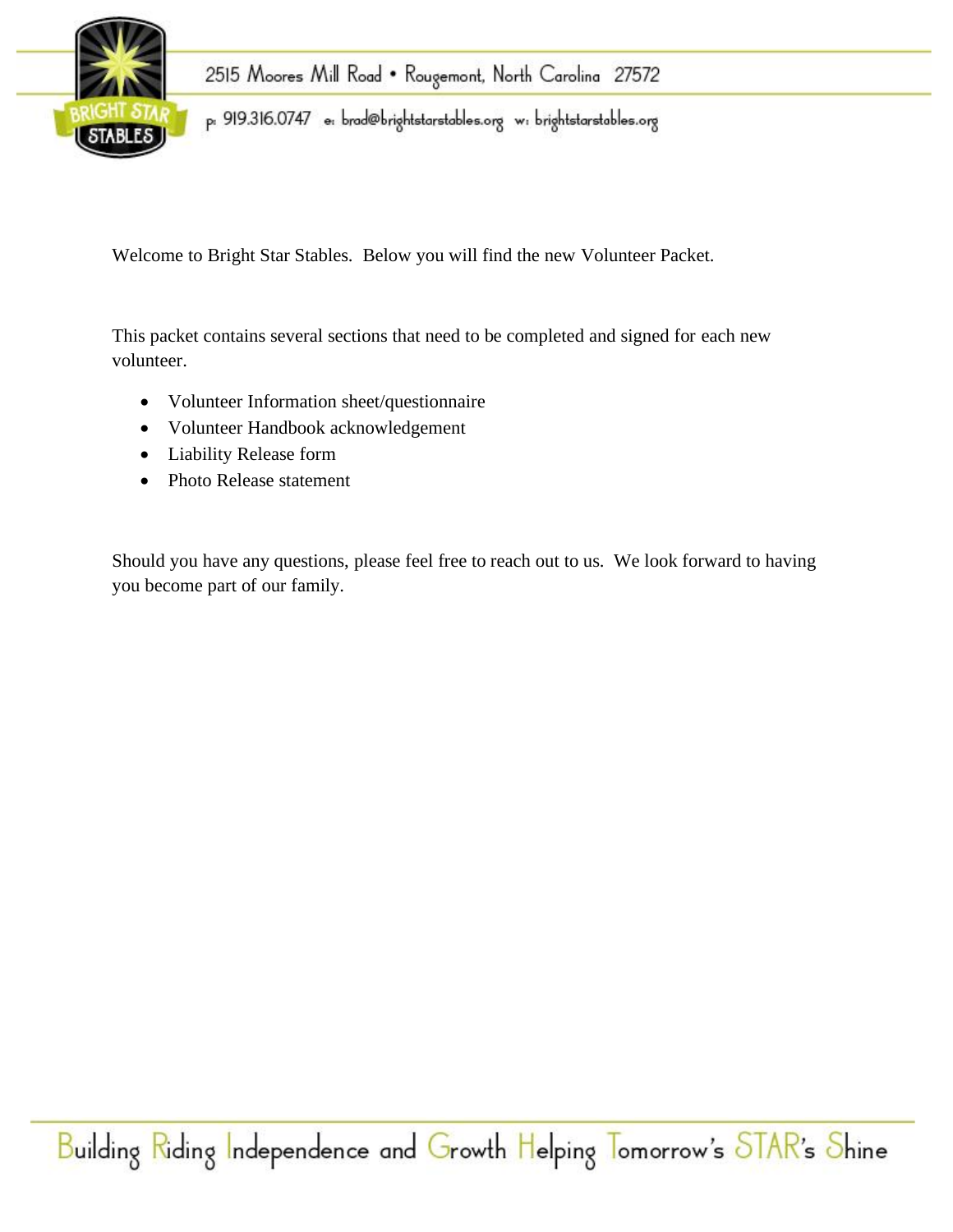2515 Moores Mill Road • Rougemont, North Carolina 27572

p: 919.316.0747 e: brad@brightstarstables.org w: brightstarstables.org

Welcome to Bright Star Stables. Below you will find the new Volunteer Packet.

This packet contains several sections that need to be completed and signed for each new volunteer.

- Volunteer Information sheet/questionnaire
- Volunteer Handbook acknowledgement
- Liability Release form
- Photo Release statement

Should you have any questions, please feel free to reach out to us. We look forward to having you become part of our family.

Building Riding Independence and Growth Helping Tomorrow's STAR's Shine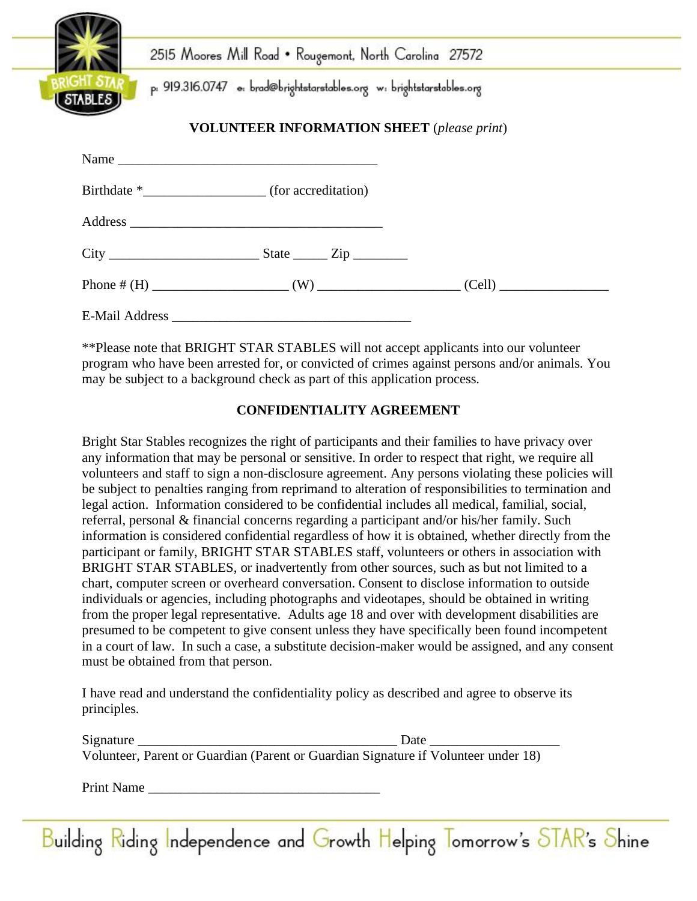2515 Moores Mill Road • Rougemont, North Carolina 27572

p: 919.316.0747 e: brad@brightstarstables.org w: brightstarstables.org

**VOLUNTEER INFORMATION SHEET** (*please print*)

Name ______________________________________

Birthdate *_________________ (for accreditation)

Address ____________________________________

City _____________________ State _____ Zip ________

Phone # (H) ___________________ (W) ____________________ (Cell) ________________

E-Mail Address ___________________________________

**Please note that BRIGHT STAR STABLES will not accept applicants into our volunteer program who have been arrested for, or convicted of crimes against persons and/or animals. You may be subject to a background check as part of this application process.

**CONFIDENTIALITY AGREEMENT**

Bright Star Stables recognizes the right of participants and their families to have privacy over any information that may be personal or sensitive. In order to respect that right, we require all volunteers and staff to sign a non-disclosure agreement. Any persons violating these policies will be subject to penalties ranging from reprimand to alteration of responsibilities to termination and legal action. Information considered to be confidential includes all medical, familial, social, referral, personal & financial concerns regarding a participant and/or his/her family. Such information is considered confidential regardless of how it is obtained, whether directly from the participant or family, BRIGHT STAR STABLES staff, volunteers or others in association with BRIGHT STAR STABLES, or inadvertently from other sources, such as but not limited to a chart, computer screen or overheard conversation. Consent to disclose information to outside individuals or agencies, including photographs and videotapes, should be obtained in writing from the proper legal representative. Adults age 18 and over with development disabilities are presumed to be competent to give consent unless they have specifically been found incompetent in a court of law. In such a case, a substitute decision-maker would be assigned, and any consent must be obtained from that person.

I have read and understand the confidentiality policy as described and agree to observe its principles.

Signature _____________________________________ Date __________________
Volunteer, Parent or Guardian (Parent or Guardian Signature if Volunteer under 18)

Print Name _________________________________

Building Riding Independence and Growth Helping Tomorrow's STAR's Shine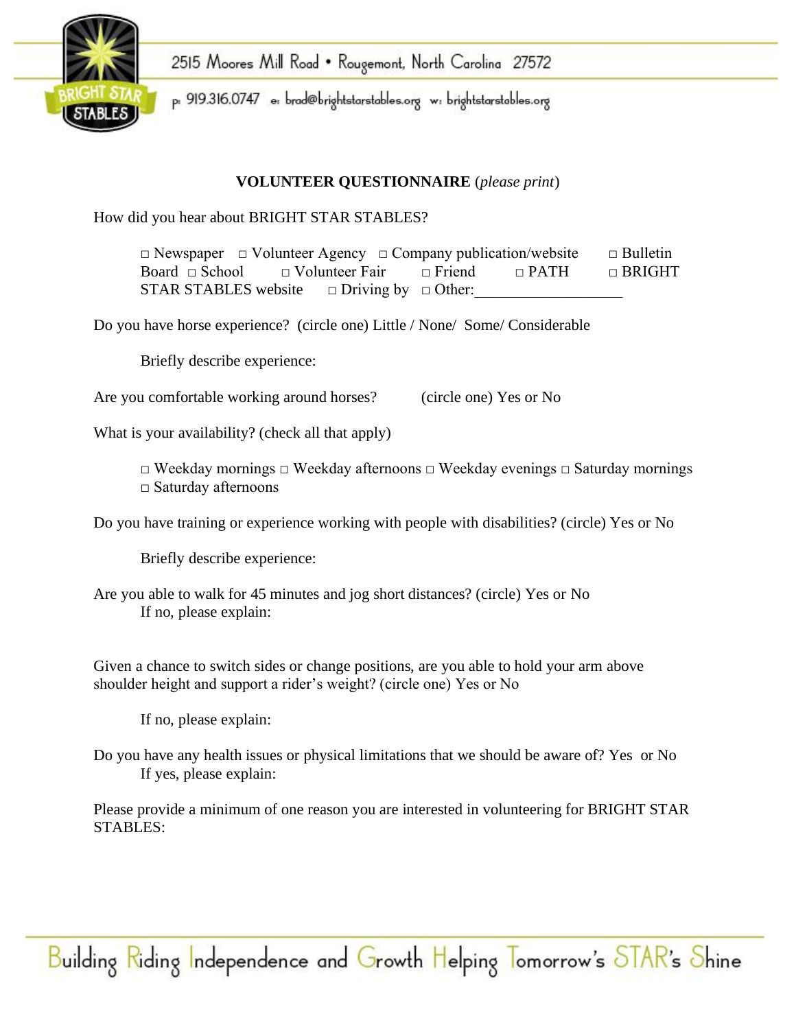2515 Moores Mill Road • Rougemont, North Carolina 27572

p: 919.316.0747 e: brad@brightstarstables.org w: brightstarstables.org

**VOLUNTEER QUESTIONNAIRE** (*please print*)

How did you hear about BRIGHT STAR STABLES?

□ Newspaper □ Volunteer Agency □ Company publication/website □ Bulletin Board □ School □ Volunteer Fair □ Friend □ PATH □ BRIGHT STAR STABLES website □ Driving by □ Other:___________________

Do you have horse experience? (circle one) Little / None/ Some/ Considerable

Briefly describe experience:

Are you comfortable working around horses? (circle one) Yes or No

What is your availability? (check all that apply)

□ Weekday mornings □ Weekday afternoons □ Weekday evenings □ Saturday mornings □ Saturday afternoons

Do you have training or experience working with people with disabilities? (circle) Yes or No

Briefly describe experience:

Are you able to walk for 45 minutes and jog short distances? (circle) Yes or No
If no, please explain:

Given a chance to switch sides or change positions, are you able to hold your arm above shoulder height and support a rider's weight? (circle one) Yes or No

If no, please explain:

Do you have any health issues or physical limitations that we should be aware of? Yes or No
If yes, please explain:

Please provide a minimum of one reason you are interested in volunteering for BRIGHT STAR STABLES:

Building Riding Independence and Growth Helping Tomorrow's STAR's Shine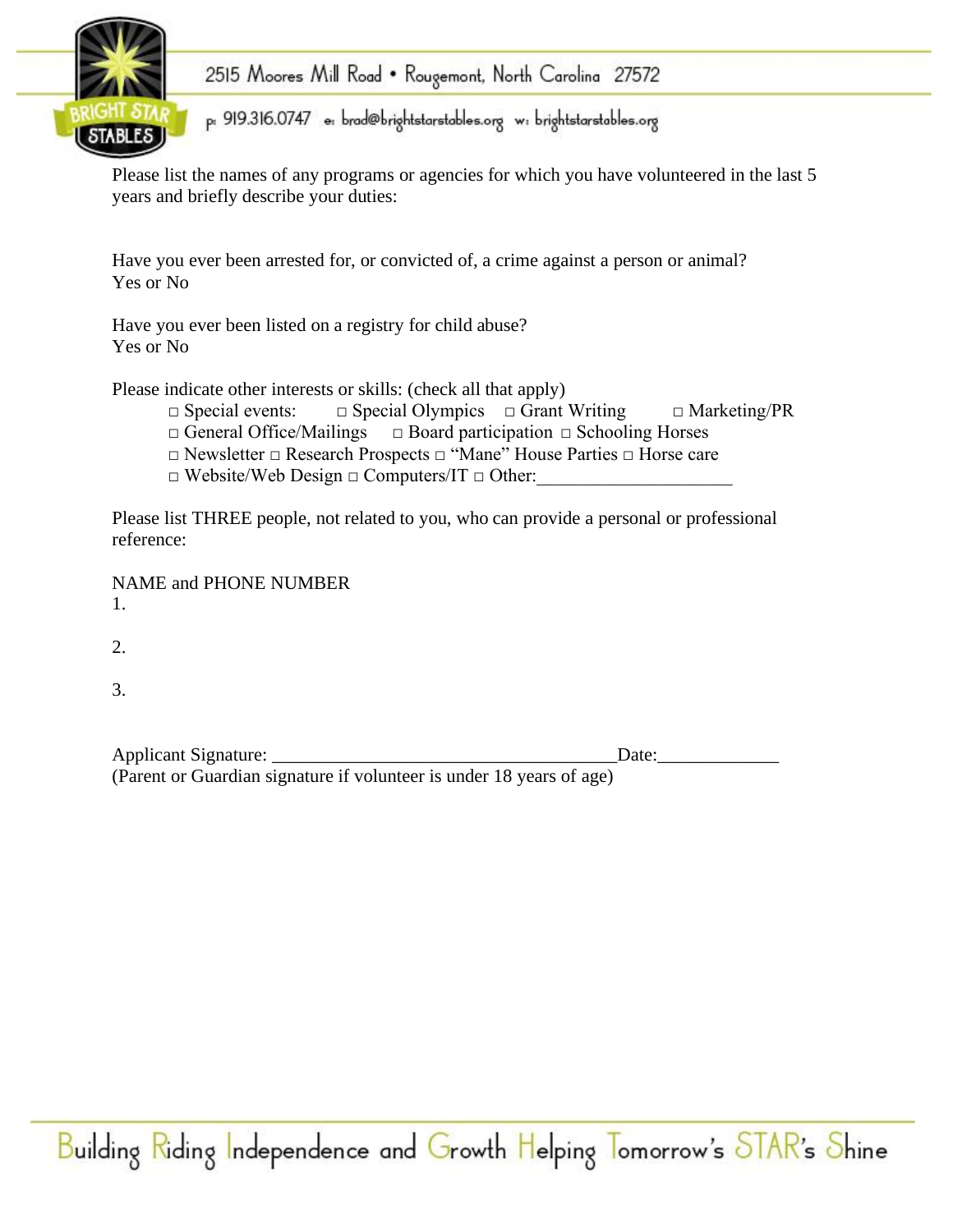Please list the names of any programs or agencies for which you have volunteered in the last 5 years and briefly describe your duties:

Have you ever been arrested for, or convicted of, a crime against a person or animal?
Yes or No

Have you ever been listed on a registry for child abuse?
Yes or No

Please indicate other interests or skills: (check all that apply)

□ Special events: □ Special Olympics □ Grant Writing □ Marketing/PR
□ General Office/Mailings □ Board participation □ Schooling Horses
□ Newsletter □ Research Prospects □ "Mane" House Parties □ Horse care
□ Website/Web Design □ Computers/IT □ Other:____________________

Please list THREE people, not related to you, who can provide a personal or professional reference:

NAME and PHONE NUMBER

1.

2.

3.

Applicant Signature: ____________________________________Date:____________
(Parent or Guardian signature if volunteer is under 18 years of age)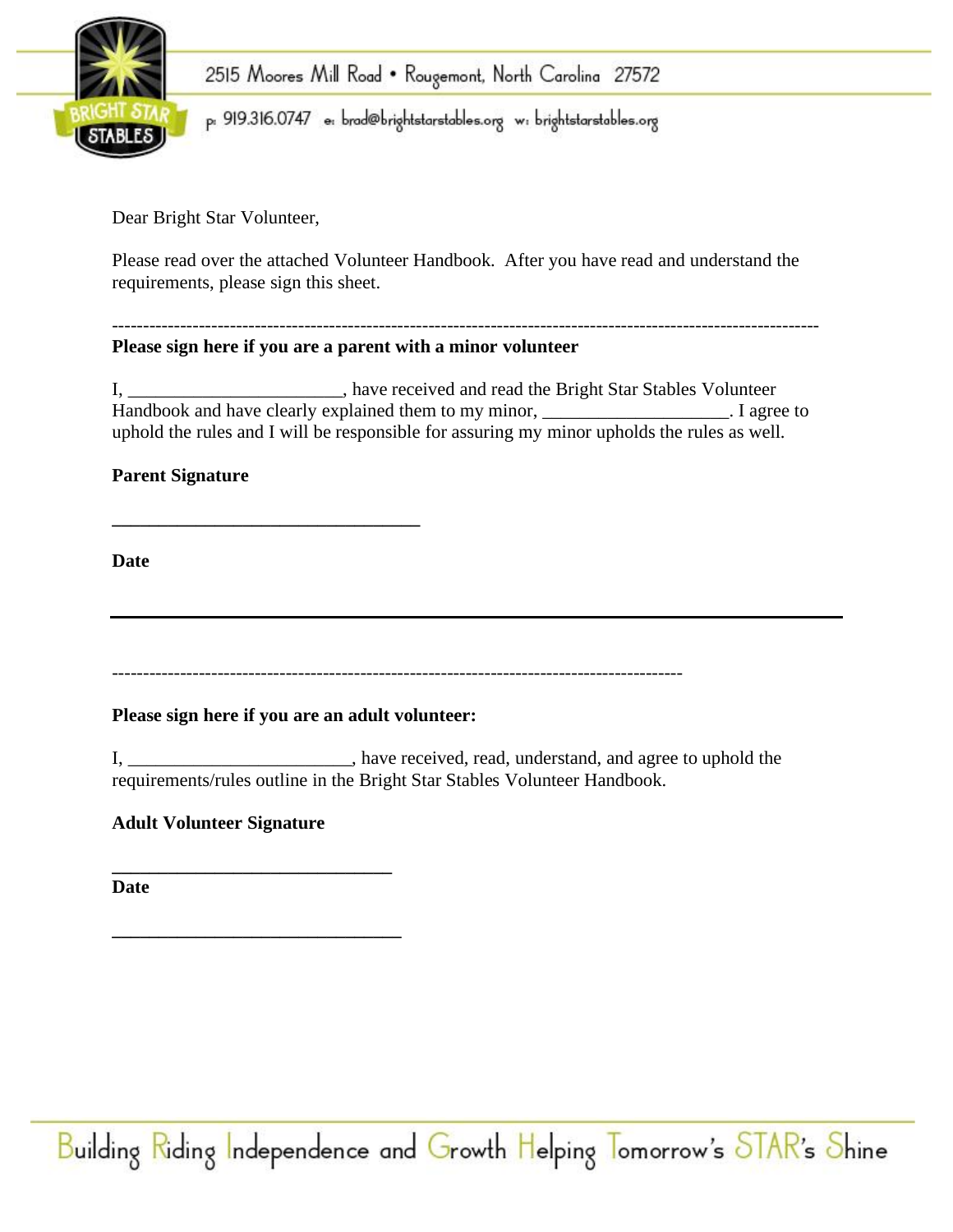2515 Moores Mill Road • Rougemont, North Carolina 27572

p: 919.316.0747 e: brad@brightstarstables.org w: brightstarstables.org

Dear Bright Star Volunteer,

Please read over the attached Volunteer Handbook. After you have read and understand the requirements, please sign this sheet.

---

**Please sign here if you are a parent with a minor volunteer**

I, _______________________, have received and read the Bright Star Stables Volunteer Handbook and have clearly explained them to my minor, ____________________. I agree to uphold the rules and I will be responsible for assuring my minor upholds the rules as well.

**Parent Signature**

_________________________________

**Date**

_________________________________

---

**Please sign here if you are an adult volunteer:**

I, ________________________, have received, read, understand, and agree to uphold the requirements/rules outline in the Bright Star Stables Volunteer Handbook.

**Adult Volunteer Signature**

______________________________

**Date**

_______________________________

Building Riding Independence and Growth Helping Tomorrow's STAR's Shine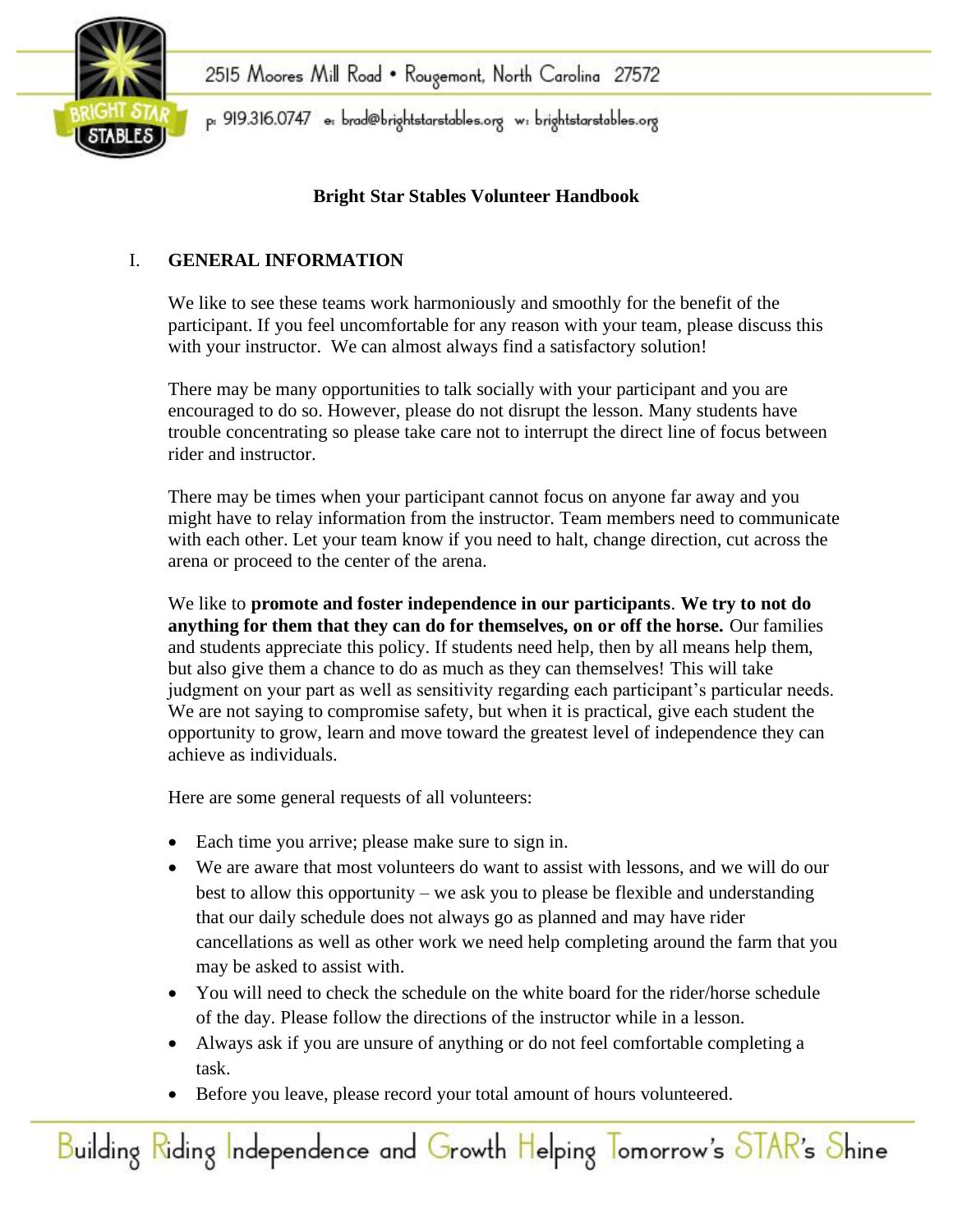**Bright Star Stables Volunteer Handbook**

## I. GENERAL INFORMATION

We like to see these teams work harmoniously and smoothly for the benefit of the participant. If you feel uncomfortable for any reason with your team, please discuss this with your instructor. We can almost always find a satisfactory solution!

There may be many opportunities to talk socially with your participant and you are encouraged to do so. However, please do not disrupt the lesson. Many students have trouble concentrating so please take care not to interrupt the direct line of focus between rider and instructor.

There may be times when your participant cannot focus on anyone far away and you might have to relay information from the instructor. Team members need to communicate with each other. Let your team know if you need to halt, change direction, cut across the arena or proceed to the center of the arena.

We like to **promote and foster independence in our participants**. **We try to not do anything for them that they can do for themselves, on or off the horse.** Our families and students appreciate this policy. If students need help, then by all means help them, but also give them a chance to do as much as they can themselves! This will take judgment on your part as well as sensitivity regarding each participant's particular needs. We are not saying to compromise safety, but when it is practical, give each student the opportunity to grow, learn and move toward the greatest level of independence they can achieve as individuals.

Here are some general requests of all volunteers:

- Each time you arrive; please make sure to sign in.
- We are aware that most volunteers do want to assist with lessons, and we will do our best to allow this opportunity – we ask you to please be flexible and understanding that our daily schedule does not always go as planned and may have rider cancellations as well as other work we need help completing around the farm that you may be asked to assist with.
- You will need to check the schedule on the white board for the rider/horse schedule of the day. Please follow the directions of the instructor while in a lesson.
- Always ask if you are unsure of anything or do not feel comfortable completing a task.
- Before you leave, please record your total amount of hours volunteered.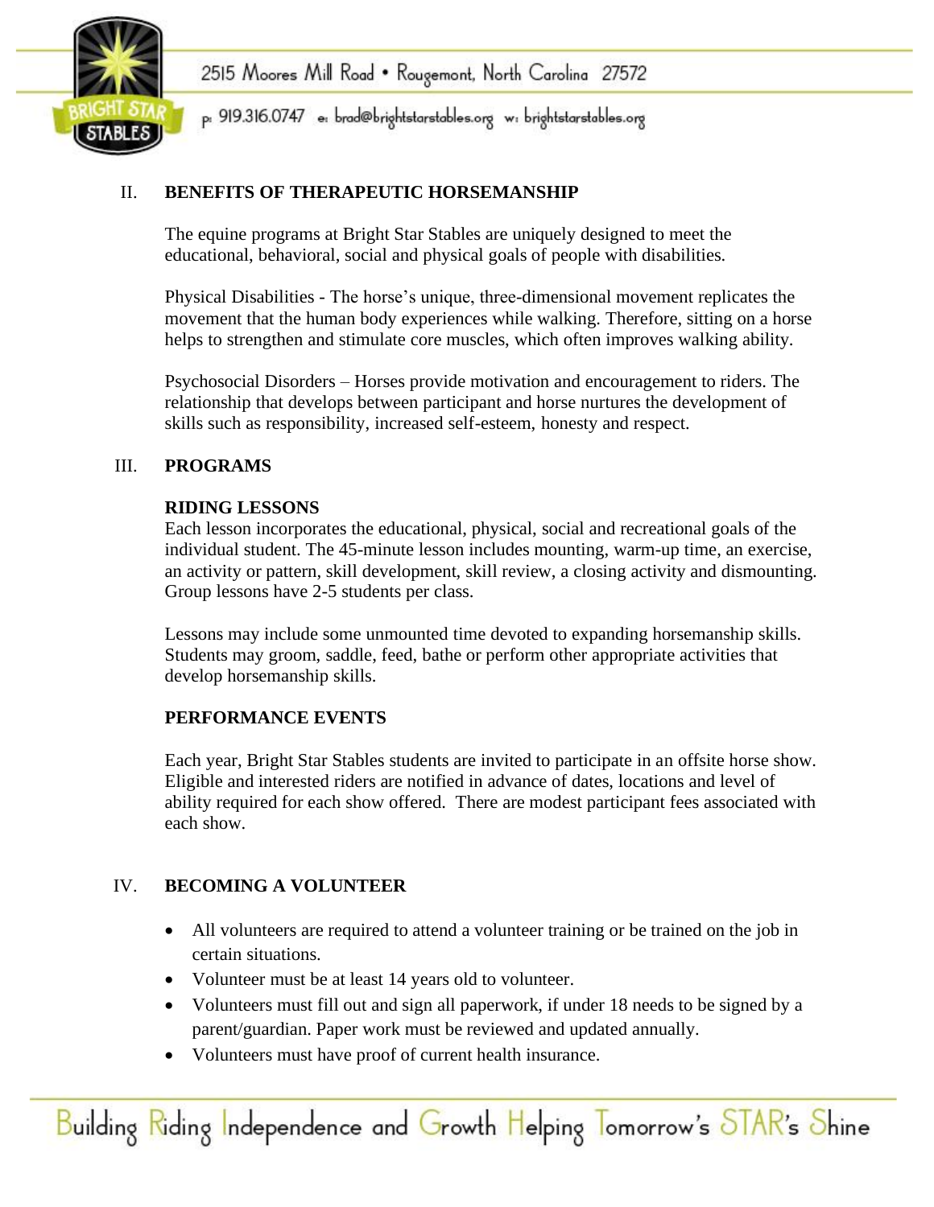## II. BENEFITS OF THERAPEUTIC HORSEMANSHIP

The equine programs at Bright Star Stables are uniquely designed to meet the educational, behavioral, social and physical goals of people with disabilities.

Physical Disabilities - The horse's unique, three-dimensional movement replicates the movement that the human body experiences while walking. Therefore, sitting on a horse helps to strengthen and stimulate core muscles, which often improves walking ability.

Psychosocial Disorders – Horses provide motivation and encouragement to riders. The relationship that develops between participant and horse nurtures the development of skills such as responsibility, increased self-esteem, honesty and respect.

## III. PROGRAMS

### RIDING LESSONS

Each lesson incorporates the educational, physical, social and recreational goals of the individual student. The 45-minute lesson includes mounting, warm-up time, an exercise, an activity or pattern, skill development, skill review, a closing activity and dismounting. Group lessons have 2-5 students per class.

Lessons may include some unmounted time devoted to expanding horsemanship skills. Students may groom, saddle, feed, bathe or perform other appropriate activities that develop horsemanship skills.

### PERFORMANCE EVENTS

Each year, Bright Star Stables students are invited to participate in an offsite horse show. Eligible and interested riders are notified in advance of dates, locations and level of ability required for each show offered. There are modest participant fees associated with each show.

## IV. BECOMING A VOLUNTEER

- All volunteers are required to attend a volunteer training or be trained on the job in certain situations.
- Volunteer must be at least 14 years old to volunteer.
- Volunteers must fill out and sign all paperwork, if under 18 needs to be signed by a parent/guardian. Paper work must be reviewed and updated annually.
- Volunteers must have proof of current health insurance.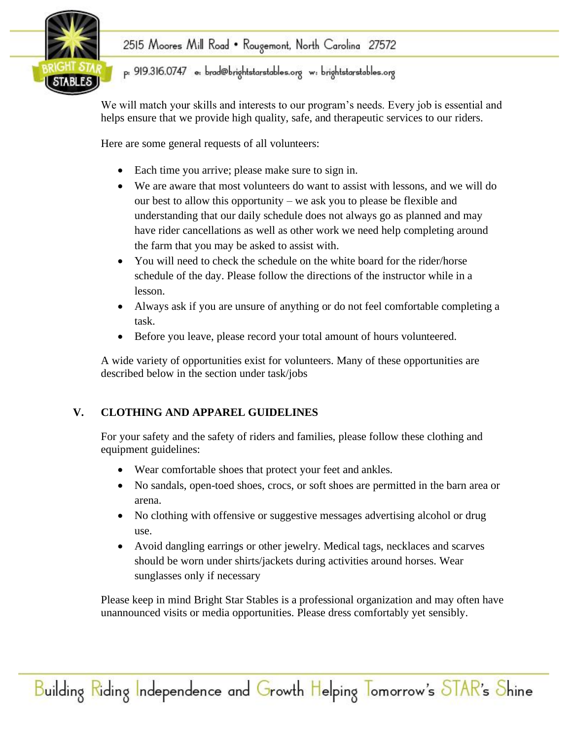We will match your skills and interests to our program's needs. Every job is essential and helps ensure that we provide high quality, safe, and therapeutic services to our riders.

Here are some general requests of all volunteers:

- Each time you arrive; please make sure to sign in.
- We are aware that most volunteers do want to assist with lessons, and we will do our best to allow this opportunity – we ask you to please be flexible and understanding that our daily schedule does not always go as planned and may have rider cancellations as well as other work we need help completing around the farm that you may be asked to assist with.
- You will need to check the schedule on the white board for the rider/horse schedule of the day. Please follow the directions of the instructor while in a lesson.
- Always ask if you are unsure of anything or do not feel comfortable completing a task.
- Before you leave, please record your total amount of hours volunteered.

A wide variety of opportunities exist for volunteers. Many of these opportunities are described below in the section under task/jobs

## V. CLOTHING AND APPAREL GUIDELINES

For your safety and the safety of riders and families, please follow these clothing and equipment guidelines:

- Wear comfortable shoes that protect your feet and ankles.
- No sandals, open-toed shoes, crocs, or soft shoes are permitted in the barn area or arena.
- No clothing with offensive or suggestive messages advertising alcohol or drug use.
- Avoid dangling earrings or other jewelry. Medical tags, necklaces and scarves should be worn under shirts/jackets during activities around horses. Wear sunglasses only if necessary

Please keep in mind Bright Star Stables is a professional organization and may often have unannounced visits or media opportunities. Please dress comfortably yet sensibly.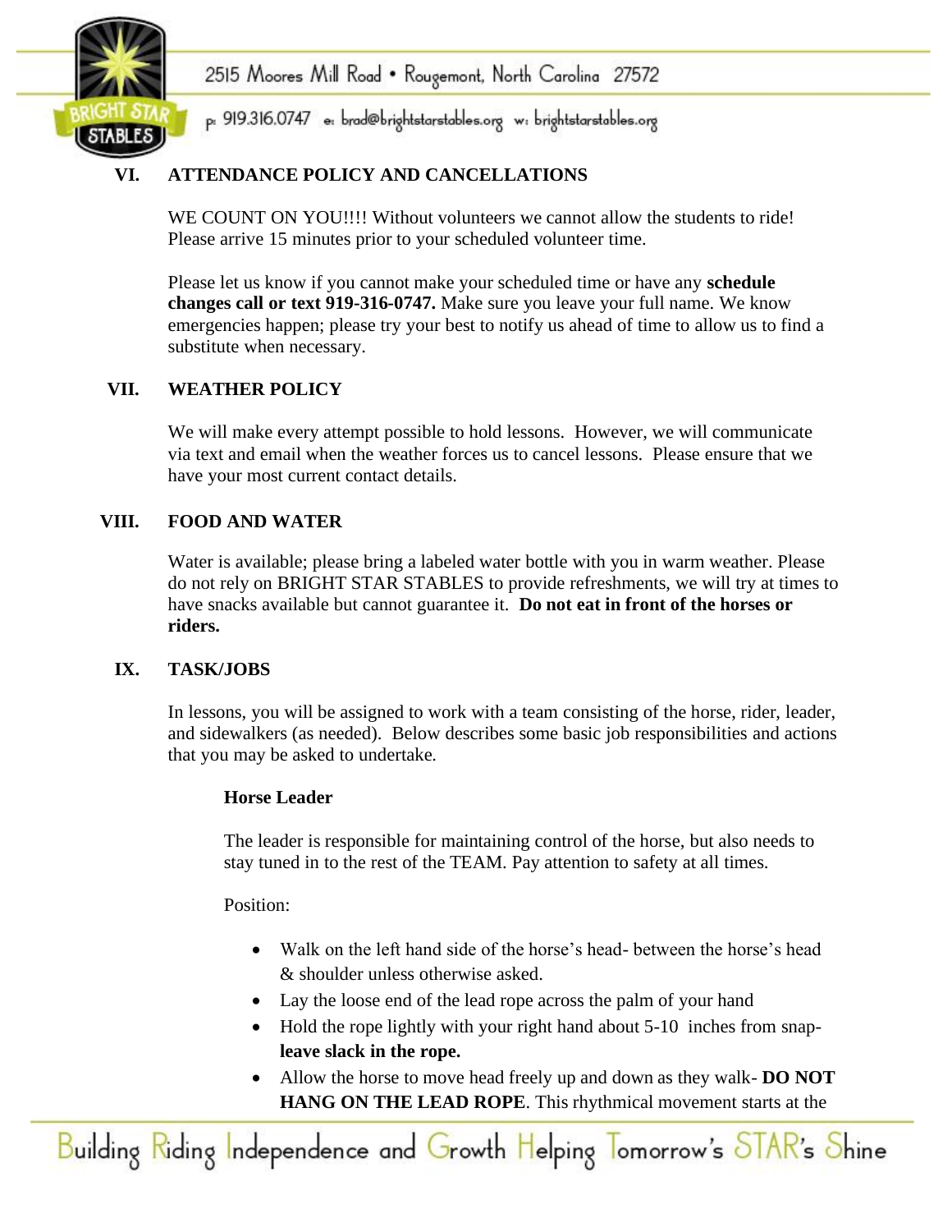## VI. ATTENDANCE POLICY AND CANCELLATIONS

WE COUNT ON YOU!!!! Without volunteers we cannot allow the students to ride! Please arrive 15 minutes prior to your scheduled volunteer time.

Please let us know if you cannot make your scheduled time or have any **schedule changes call or text 919-316-0747.** Make sure you leave your full name. We know emergencies happen; please try your best to notify us ahead of time to allow us to find a substitute when necessary.

## VII. WEATHER POLICY

We will make every attempt possible to hold lessons. However, we will communicate via text and email when the weather forces us to cancel lessons. Please ensure that we have your most current contact details.

## VIII. FOOD AND WATER

Water is available; please bring a labeled water bottle with you in warm weather. Please do not rely on BRIGHT STAR STABLES to provide refreshments, we will try at times to have snacks available but cannot guarantee it. **Do not eat in front of the horses or riders.**

## IX. TASK/JOBS

In lessons, you will be assigned to work with a team consisting of the horse, rider, leader, and sidewalkers (as needed). Below describes some basic job responsibilities and actions that you may be asked to undertake.

### Horse Leader

The leader is responsible for maintaining control of the horse, but also needs to stay tuned in to the rest of the TEAM. Pay attention to safety at all times.

Position:

- Walk on the left hand side of the horse's head- between the horse's head & shoulder unless otherwise asked.
- Lay the loose end of the lead rope across the palm of your hand
- Hold the rope lightly with your right hand about 5-10 inches from snap- **leave slack in the rope.**
- Allow the horse to move head freely up and down as they walk- **DO NOT HANG ON THE LEAD ROPE**. This rhythmical movement starts at the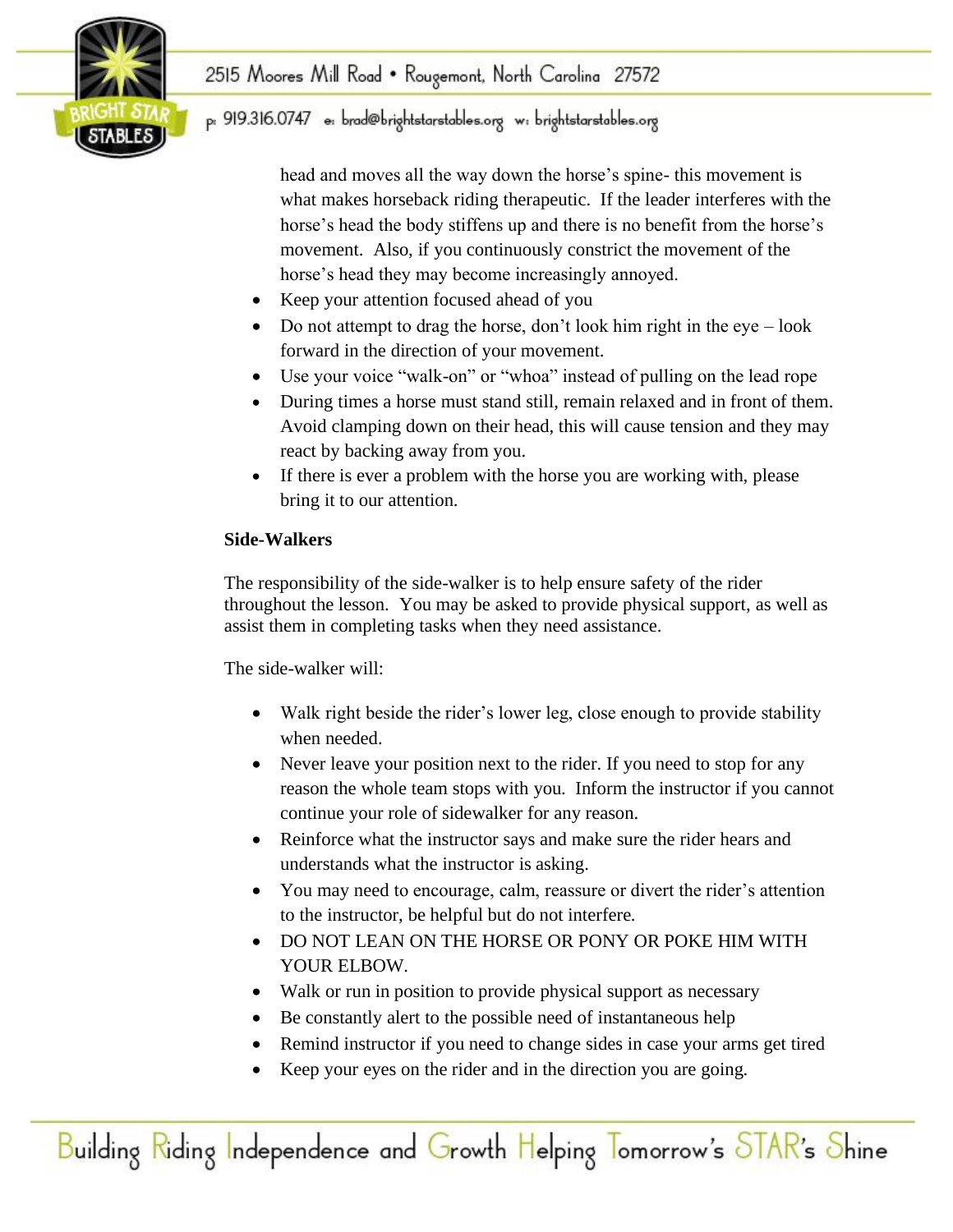head and moves all the way down the horse's spine- this movement is what makes horseback riding therapeutic. If the leader interferes with the horse's head the body stiffens up and there is no benefit from the horse's movement. Also, if you continuously constrict the movement of the horse's head they may become increasingly annoyed.

- Keep your attention focused ahead of you
- Do not attempt to drag the horse, don't look him right in the eye – look forward in the direction of your movement.
- Use your voice "walk-on" or "whoa" instead of pulling on the lead rope
- During times a horse must stand still, remain relaxed and in front of them. Avoid clamping down on their head, this will cause tension and they may react by backing away from you.
- If there is ever a problem with the horse you are working with, please bring it to our attention.

**Side-Walkers**

The responsibility of the side-walker is to help ensure safety of the rider throughout the lesson. You may be asked to provide physical support, as well as assist them in completing tasks when they need assistance.

The side-walker will:

- Walk right beside the rider's lower leg, close enough to provide stability when needed.
- Never leave your position next to the rider. If you need to stop for any reason the whole team stops with you. Inform the instructor if you cannot continue your role of sidewalker for any reason.
- Reinforce what the instructor says and make sure the rider hears and understands what the instructor is asking.
- You may need to encourage, calm, reassure or divert the rider's attention to the instructor, be helpful but do not interfere.
- DO NOT LEAN ON THE HORSE OR PONY OR POKE HIM WITH YOUR ELBOW.
- Walk or run in position to provide physical support as necessary
- Be constantly alert to the possible need of instantaneous help
- Remind instructor if you need to change sides in case your arms get tired
- Keep your eyes on the rider and in the direction you are going.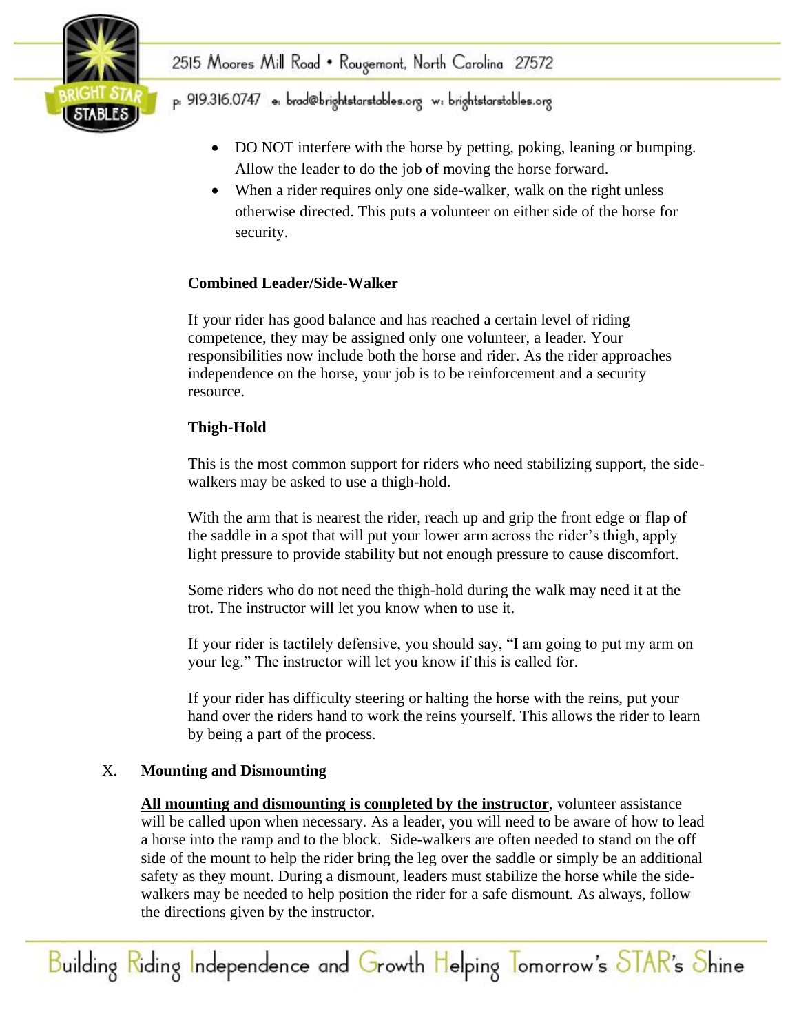- DO NOT interfere with the horse by petting, poking, leaning or bumping. Allow the leader to do the job of moving the horse forward.
- When a rider requires only one side-walker, walk on the right unless otherwise directed. This puts a volunteer on either side of the horse for security.

**Combined Leader/Side-Walker**

If your rider has good balance and has reached a certain level of riding competence, they may be assigned only one volunteer, a leader. Your responsibilities now include both the horse and rider. As the rider approaches independence on the horse, your job is to be reinforcement and a security resource.

**Thigh-Hold**

This is the most common support for riders who need stabilizing support, the side-walkers may be asked to use a thigh-hold.

With the arm that is nearest the rider, reach up and grip the front edge or flap of the saddle in a spot that will put your lower arm across the rider's thigh, apply light pressure to provide stability but not enough pressure to cause discomfort.

Some riders who do not need the thigh-hold during the walk may need it at the trot. The instructor will let you know when to use it.

If your rider is tactilely defensive, you should say, "I am going to put my arm on your leg." The instructor will let you know if this is called for.

If your rider has difficulty steering or halting the horse with the reins, put your hand over the riders hand to work the reins yourself. This allows the rider to learn by being a part of the process.

## X. Mounting and Dismounting

**All mounting and dismounting is completed by the instructor**, volunteer assistance will be called upon when necessary. As a leader, you will need to be aware of how to lead a horse into the ramp and to the block. Side-walkers are often needed to stand on the off side of the mount to help the rider bring the leg over the saddle or simply be an additional safety as they mount. During a dismount, leaders must stabilize the horse while the side-walkers may be needed to help position the rider for a safe dismount. As always, follow the directions given by the instructor.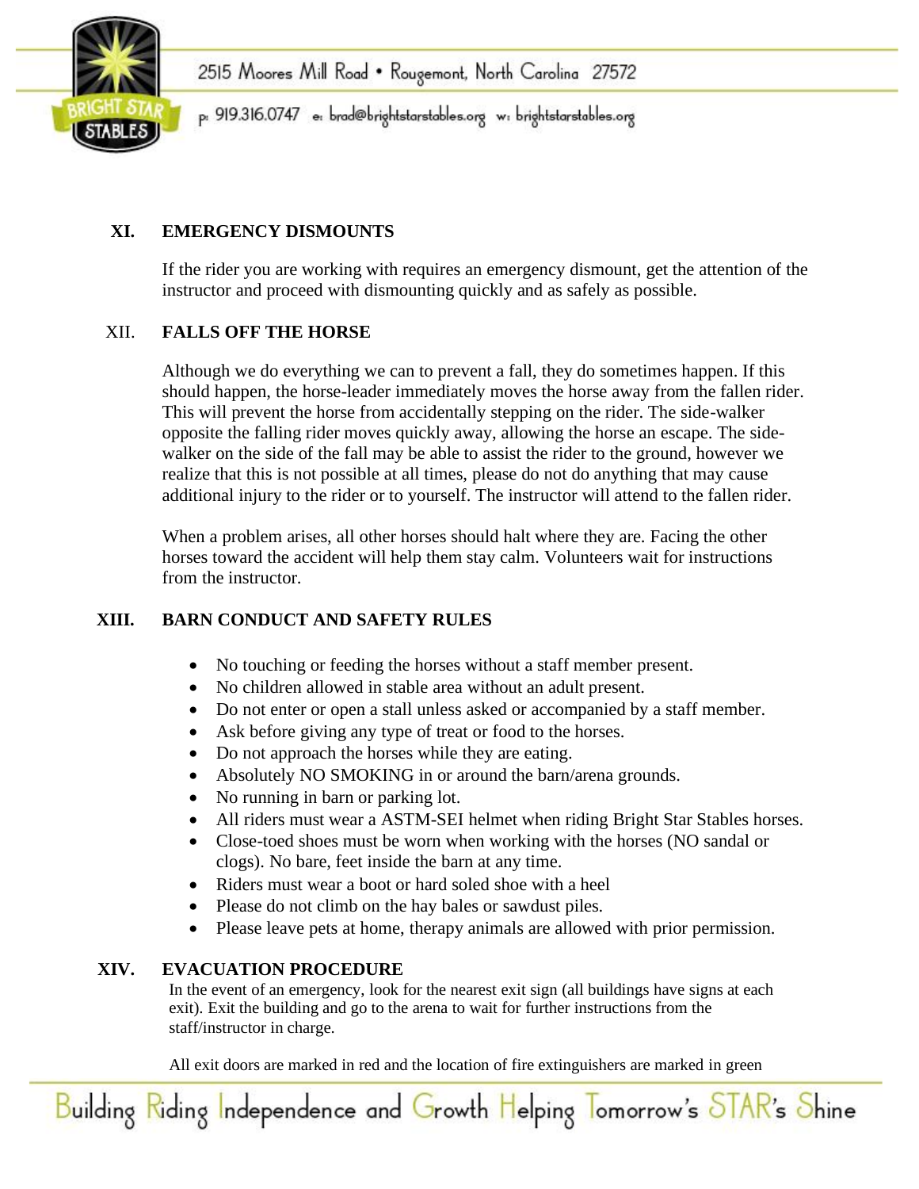## XI. EMERGENCY DISMOUNTS

If the rider you are working with requires an emergency dismount, get the attention of the instructor and proceed with dismounting quickly and as safely as possible.

## XII. FALLS OFF THE HORSE

Although we do everything we can to prevent a fall, they do sometimes happen. If this should happen, the horse-leader immediately moves the horse away from the fallen rider. This will prevent the horse from accidentally stepping on the rider. The side-walker opposite the falling rider moves quickly away, allowing the horse an escape. The side-walker on the side of the fall may be able to assist the rider to the ground, however we realize that this is not possible at all times, please do not do anything that may cause additional injury to the rider or to yourself. The instructor will attend to the fallen rider.

When a problem arises, all other horses should halt where they are. Facing the other horses toward the accident will help them stay calm. Volunteers wait for instructions from the instructor.

## XIII. BARN CONDUCT AND SAFETY RULES

- No touching or feeding the horses without a staff member present.
- No children allowed in stable area without an adult present.
- Do not enter or open a stall unless asked or accompanied by a staff member.
- Ask before giving any type of treat or food to the horses.
- Do not approach the horses while they are eating.
- Absolutely NO SMOKING in or around the barn/arena grounds.
- No running in barn or parking lot.
- All riders must wear a ASTM-SEI helmet when riding Bright Star Stables horses.
- Close-toed shoes must be worn when working with the horses (NO sandal or clogs). No bare, feet inside the barn at any time.
- Riders must wear a boot or hard soled shoe with a heel
- Please do not climb on the hay bales or sawdust piles.
- Please leave pets at home, therapy animals are allowed with prior permission.

## XIV. EVACUATION PROCEDURE

In the event of an emergency, look for the nearest exit sign (all buildings have signs at each exit). Exit the building and go to the arena to wait for further instructions from the staff/instructor in charge.

All exit doors are marked in red and the location of fire extinguishers are marked in green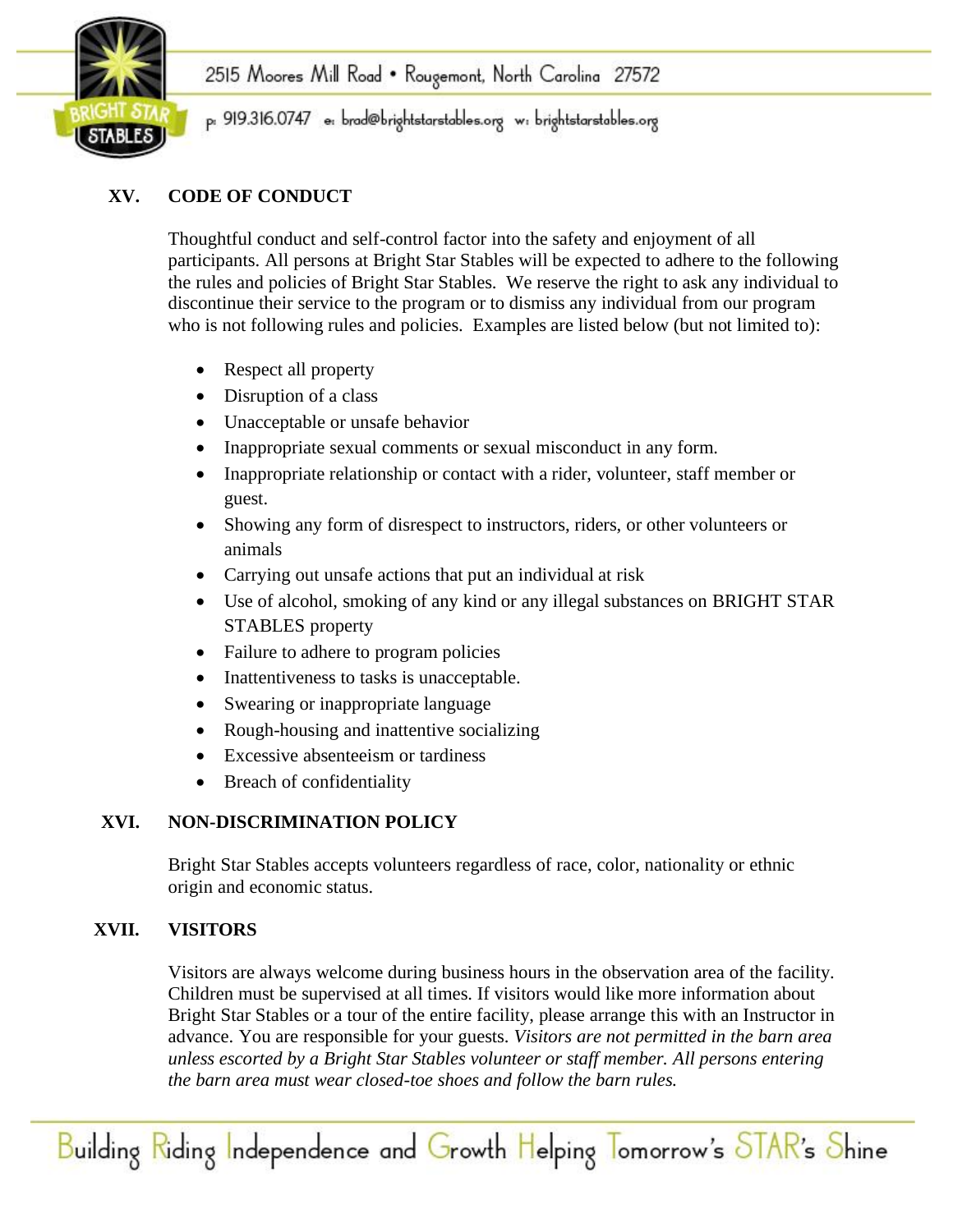## XV. CODE OF CONDUCT

Thoughtful conduct and self-control factor into the safety and enjoyment of all participants. All persons at Bright Star Stables will be expected to adhere to the following the rules and policies of Bright Star Stables. We reserve the right to ask any individual to discontinue their service to the program or to dismiss any individual from our program who is not following rules and policies. Examples are listed below (but not limited to):

- Respect all property
- Disruption of a class
- Unacceptable or unsafe behavior
- Inappropriate sexual comments or sexual misconduct in any form.
- Inappropriate relationship or contact with a rider, volunteer, staff member or guest.
- Showing any form of disrespect to instructors, riders, or other volunteers or animals
- Carrying out unsafe actions that put an individual at risk
- Use of alcohol, smoking of any kind or any illegal substances on BRIGHT STAR STABLES property
- Failure to adhere to program policies
- Inattentiveness to tasks is unacceptable.
- Swearing or inappropriate language
- Rough-housing and inattentive socializing
- Excessive absenteeism or tardiness
- Breach of confidentiality

## XVI. NON-DISCRIMINATION POLICY

Bright Star Stables accepts volunteers regardless of race, color, nationality or ethnic origin and economic status.

## XVII. VISITORS

Visitors are always welcome during business hours in the observation area of the facility. Children must be supervised at all times. If visitors would like more information about Bright Star Stables or a tour of the entire facility, please arrange this with an Instructor in advance. You are responsible for your guests. *Visitors are not permitted in the barn area unless escorted by a Bright Star Stables volunteer or staff member. All persons entering the barn area must wear closed-toe shoes and follow the barn rules.*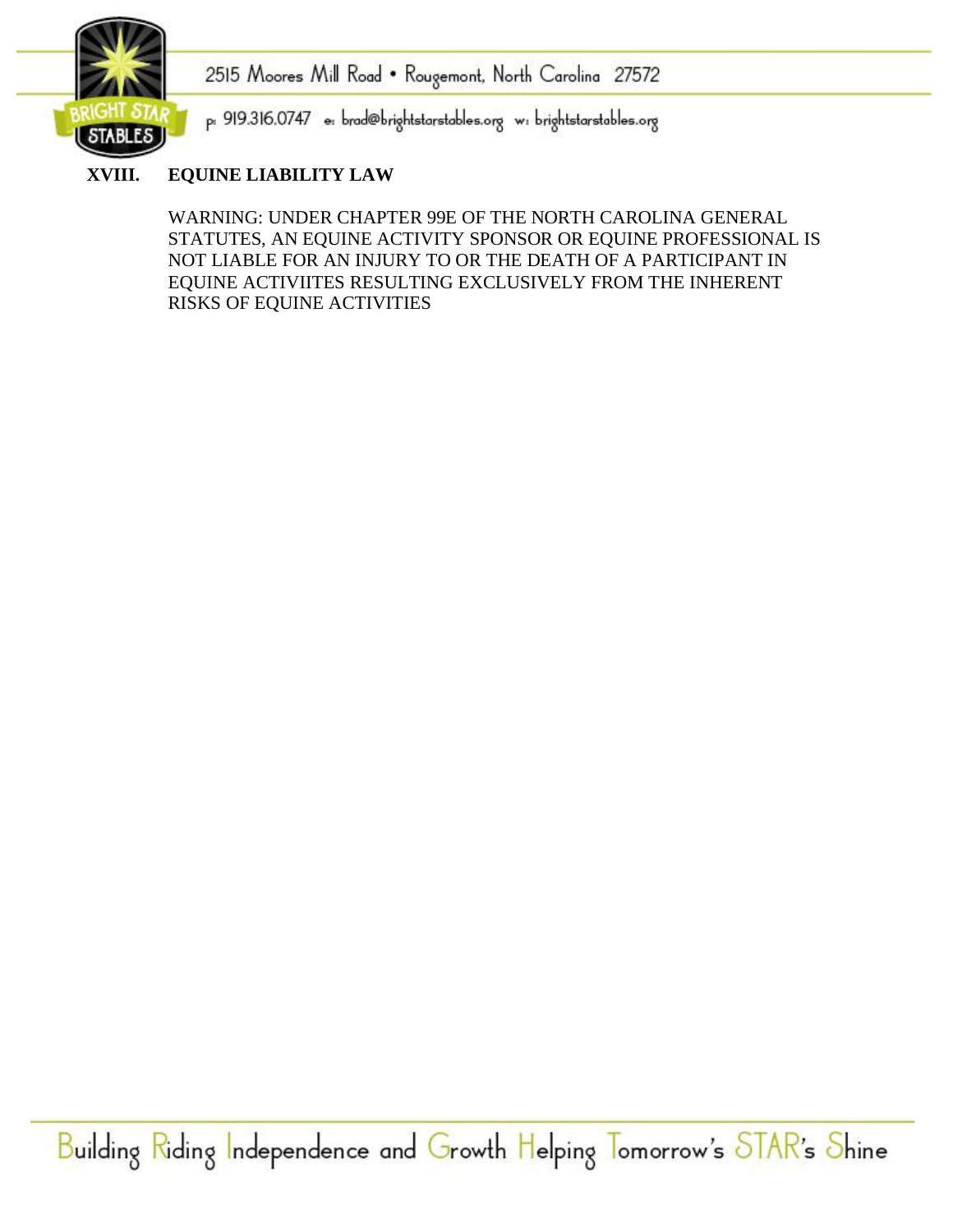## XVIII. EQUINE LIABILITY LAW

WARNING: UNDER CHAPTER 99E OF THE NORTH CAROLINA GENERAL STATUTES, AN EQUINE ACTIVITY SPONSOR OR EQUINE PROFESSIONAL IS NOT LIABLE FOR AN INJURY TO OR THE DEATH OF A PARTICIPANT IN EQUINE ACTIVIITES RESULTING EXCLUSIVELY FROM THE INHERENT RISKS OF EQUINE ACTIVITIES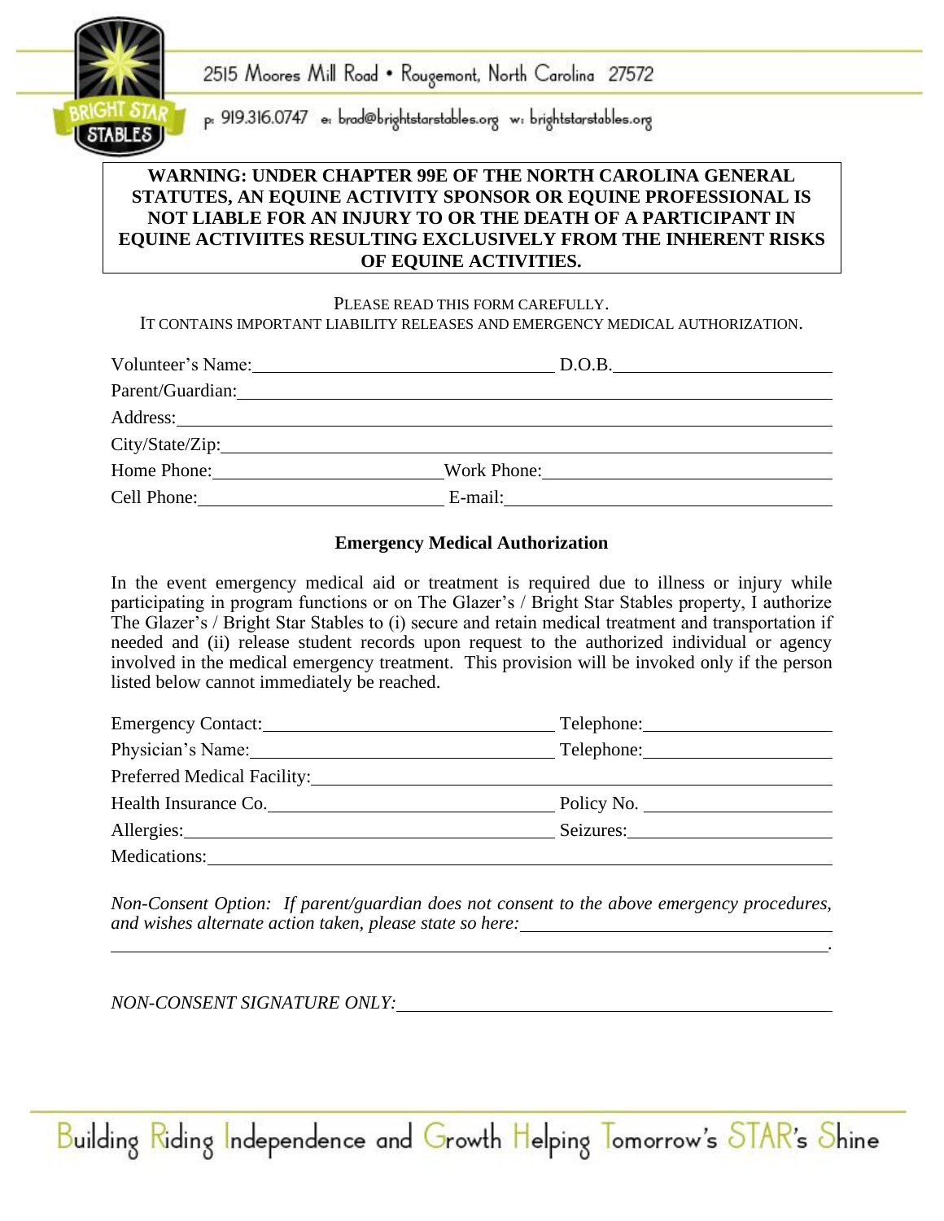2515 Moores Mill Road • Rougemont, North Carolina 27572

p: 919.316.0747 e: brad@brightstarstables.org w: brightstarstables.org

**WARNING: UNDER CHAPTER 99E OF THE NORTH CAROLINA GENERAL STATUTES, AN EQUINE ACTIVITY SPONSOR OR EQUINE PROFESSIONAL IS NOT LIABLE FOR AN INJURY TO OR THE DEATH OF A PARTICIPANT IN EQUINE ACTIVIITES RESULTING EXCLUSIVELY FROM THE INHERENT RISKS OF EQUINE ACTIVITIES.**

PLEASE READ THIS FORM CAREFULLY.
IT CONTAINS IMPORTANT LIABILITY RELEASES AND EMERGENCY MEDICAL AUTHORIZATION.

Volunteer's Name: ______________________________ D.O.B. ____________________

Parent/Guardian: ______________________________________________________

Address: ____________________________________________________________

City/State/Zip: ________________________________________________________

Home Phone: ______________________ Work Phone: ________________________

Cell Phone: _______________________ E-mail: ____________________________

**Emergency Medical Authorization**

In the event emergency medical aid or treatment is required due to illness or injury while participating in program functions or on The Glazer's / Bright Star Stables property, I authorize The Glazer's / Bright Star Stables to (i) secure and retain medical treatment and transportation if needed and (ii) release student records upon request to the authorized individual or agency involved in the medical emergency treatment. This provision will be invoked only if the person listed below cannot immediately be reached.

Emergency Contact: ____________________________ Telephone: __________________

Physician's Name: _____________________________ Telephone: __________________

Preferred Medical Facility: _______________________________________________

Health Insurance Co. ___________________________ Policy No. __________________

Allergies: ____________________________________ Seizures: ___________________

Medications: _________________________________________________________

*Non-Consent Option: If parent/guardian does not consent to the above emergency procedures, and wishes alternate action taken, please state so here:* ______________________________

______________________________________________________________________.

*NON-CONSENT SIGNATURE ONLY:* ____________________________________________

Building Riding Independence and Growth Helping Tomorrow's STAR's Shine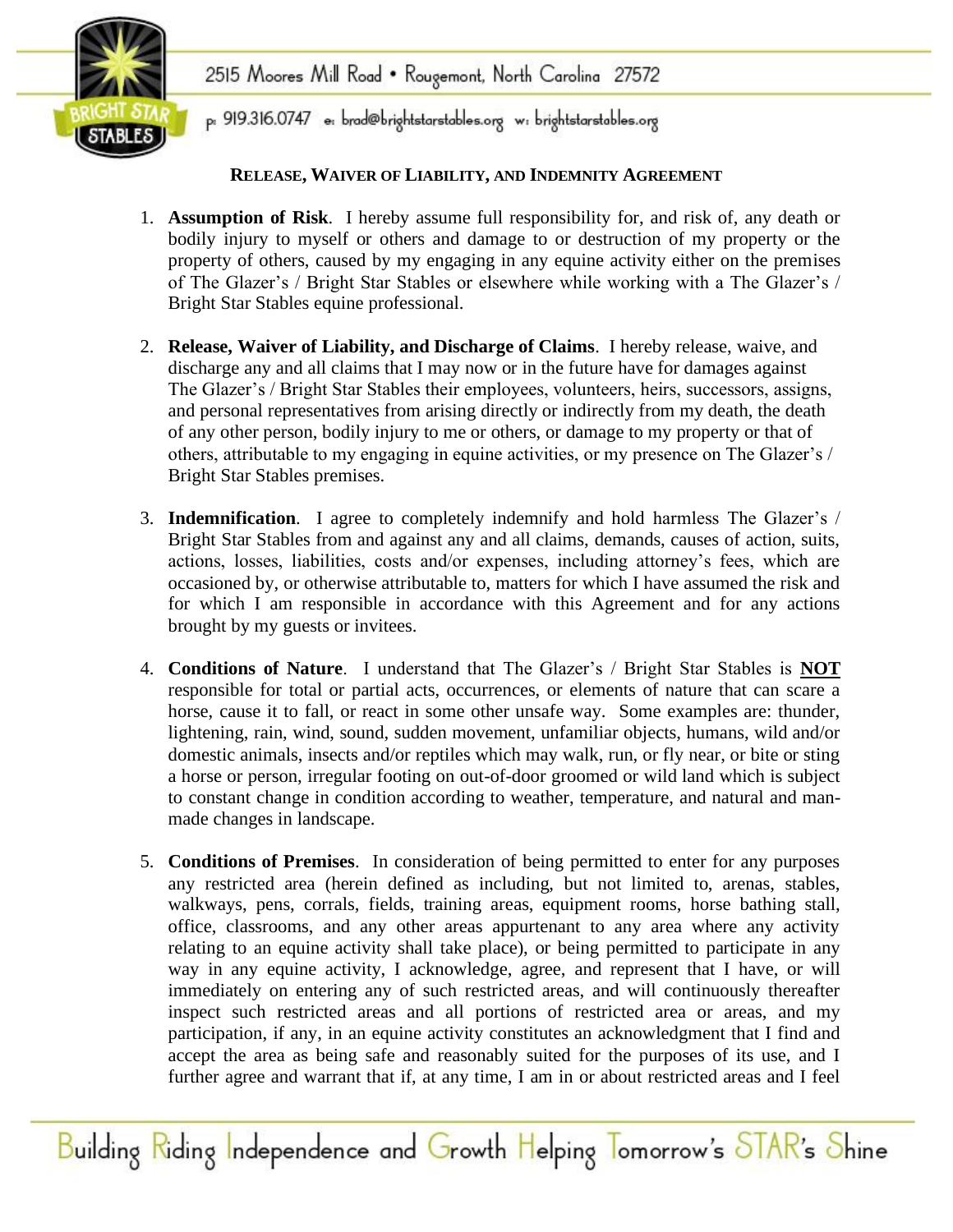**RELEASE, WAIVER OF LIABILITY, AND INDEMNITY AGREEMENT**

1. **Assumption of Risk**. I hereby assume full responsibility for, and risk of, any death or bodily injury to myself or others and damage to or destruction of my property or the property of others, caused by my engaging in any equine activity either on the premises of The Glazer's / Bright Star Stables or elsewhere while working with a The Glazer's / Bright Star Stables equine professional.

2. **Release, Waiver of Liability, and Discharge of Claims**. I hereby release, waive, and discharge any and all claims that I may now or in the future have for damages against The Glazer's / Bright Star Stables their employees, volunteers, heirs, successors, assigns, and personal representatives from arising directly or indirectly from my death, the death of any other person, bodily injury to me or others, or damage to my property or that of others, attributable to my engaging in equine activities, or my presence on The Glazer's / Bright Star Stables premises.

3. **Indemnification**. I agree to completely indemnify and hold harmless The Glazer's / Bright Star Stables from and against any and all claims, demands, causes of action, suits, actions, losses, liabilities, costs and/or expenses, including attorney's fees, which are occasioned by, or otherwise attributable to, matters for which I have assumed the risk and for which I am responsible in accordance with this Agreement and for any actions brought by my guests or invitees.

4. **Conditions of Nature**. I understand that The Glazer's / Bright Star Stables is **NOT** responsible for total or partial acts, occurrences, or elements of nature that can scare a horse, cause it to fall, or react in some other unsafe way. Some examples are: thunder, lightening, rain, wind, sound, sudden movement, unfamiliar objects, humans, wild and/or domestic animals, insects and/or reptiles which may walk, run, or fly near, or bite or sting a horse or person, irregular footing on out-of-door groomed or wild land which is subject to constant change in condition according to weather, temperature, and natural and man-made changes in landscape.

5. **Conditions of Premises**. In consideration of being permitted to enter for any purposes any restricted area (herein defined as including, but not limited to, arenas, stables, walkways, pens, corrals, fields, training areas, equipment rooms, horse bathing stall, office, classrooms, and any other areas appurtenant to any area where any activity relating to an equine activity shall take place), or being permitted to participate in any way in any equine activity, I acknowledge, agree, and represent that I have, or will immediately on entering any of such restricted areas, and will continuously thereafter inspect such restricted areas and all portions of restricted area or areas, and my participation, if any, in an equine activity constitutes an acknowledgment that I find and accept the area as being safe and reasonably suited for the purposes of its use, and I further agree and warrant that if, at any time, I am in or about restricted areas and I feel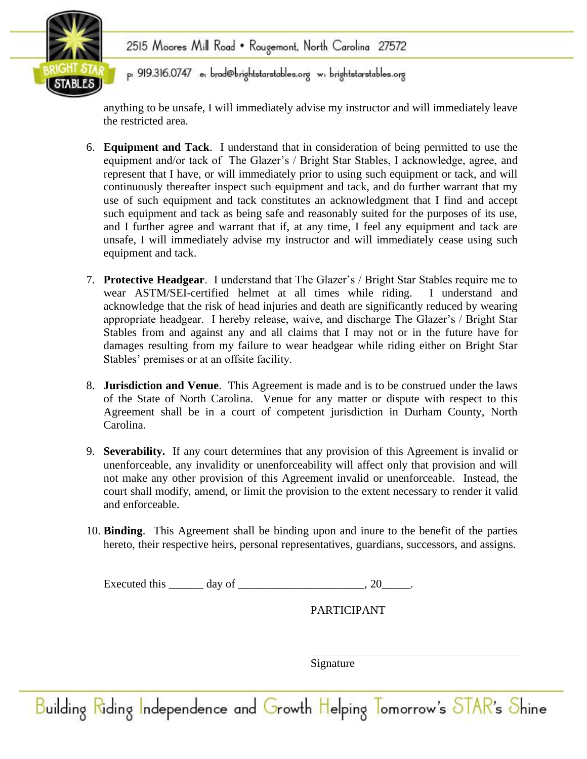anything to be unsafe, I will immediately advise my instructor and will immediately leave the restricted area.

6. **Equipment and Tack**. I understand that in consideration of being permitted to use the equipment and/or tack of The Glazer's / Bright Star Stables, I acknowledge, agree, and represent that I have, or will immediately prior to using such equipment or tack, and will continuously thereafter inspect such equipment and tack, and do further warrant that my use of such equipment and tack constitutes an acknowledgment that I find and accept such equipment and tack as being safe and reasonably suited for the purposes of its use, and I further agree and warrant that if, at any time, I feel any equipment and tack are unsafe, I will immediately advise my instructor and will immediately cease using such equipment and tack.

7. **Protective Headgear**. I understand that The Glazer's / Bright Star Stables require me to wear ASTM/SEI-certified helmet at all times while riding. I understand and acknowledge that the risk of head injuries and death are significantly reduced by wearing appropriate headgear. I hereby release, waive, and discharge The Glazer's / Bright Star Stables from and against any and all claims that I may not or in the future have for damages resulting from my failure to wear headgear while riding either on Bright Star Stables' premises or at an offsite facility.

8. **Jurisdiction and Venue**. This Agreement is made and is to be construed under the laws of the State of North Carolina. Venue for any matter or dispute with respect to this Agreement shall be in a court of competent jurisdiction in Durham County, North Carolina.

9. **Severability.** If any court determines that any provision of this Agreement is invalid or unenforceable, any invalidity or unenforceability will affect only that provision and will not make any other provision of this Agreement invalid or unenforceable. Instead, the court shall modify, amend, or limit the provision to the extent necessary to render it valid and enforceable.

10. **Binding**. This Agreement shall be binding upon and inure to the benefit of the parties hereto, their respective heirs, personal representatives, guardians, successors, and assigns.

Executed this ______ day of ______________________, 20_____.

PARTICIPANT

______________________________________
Signature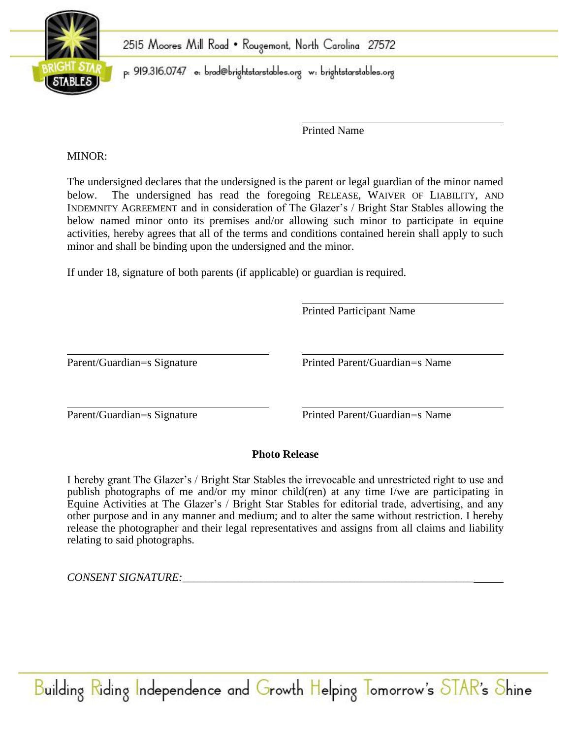\_\_\_\_\_\_\_\_\_\_\_\_\_\_\_\_\_\_\_\_\_\_\_\_\_\_\_\_\_\_\_\_\_\_\_\_

Printed Name

MINOR:

The undersigned declares that the undersigned is the parent or legal guardian of the minor named below. The undersigned has read the foregoing RELEASE, WAIVER OF LIABILITY, AND INDEMNITY AGREEMENT and in consideration of The Glazer's / Bright Star Stables allowing the below named minor onto its premises and/or allowing such minor to participate in equine activities, hereby agrees that all of the terms and conditions contained herein shall apply to such minor and shall be binding upon the undersigned and the minor.

If under 18, signature of both parents (if applicable) or guardian is required.

\_\_\_\_\_\_\_\_\_\_\_\_\_\_\_\_\_\_\_\_\_\_\_\_\_\_\_\_\_\_\_\_\_\_\_\_

Printed Participant Name

| | |
|---|---|
| \_\_\_\_\_\_\_\_\_\_\_\_\_\_\_\_\_\_\_\_\_\_\_\_\_\_\_\_\_\_\_\_\_\_\_\_ | \_\_\_\_\_\_\_\_\_\_\_\_\_\_\_\_\_\_\_\_\_\_\_\_\_\_\_\_\_\_\_\_\_\_\_\_ |
| Parent/Guardian=s Signature | Printed Parent/Guardian=s Name |
| \_\_\_\_\_\_\_\_\_\_\_\_\_\_\_\_\_\_\_\_\_\_\_\_\_\_\_\_\_\_\_\_\_\_\_\_ | \_\_\_\_\_\_\_\_\_\_\_\_\_\_\_\_\_\_\_\_\_\_\_\_\_\_\_\_\_\_\_\_\_\_\_\_ |
| Parent/Guardian=s Signature | Printed Parent/Guardian=s Name |

**Photo Release**

I hereby grant The Glazer's / Bright Star Stables the irrevocable and unrestricted right to use and publish photographs of me and/or my minor child(ren) at any time I/we are participating in Equine Activities at The Glazer's / Bright Star Stables for editorial trade, advertising, and any other purpose and in any manner and medium; and to alter the same without restriction. I hereby release the photographer and their legal representatives and assigns from all claims and liability relating to said photographs.

*CONSENT SIGNATURE:*\_\_\_\_\_\_\_\_\_\_\_\_\_\_\_\_\_\_\_\_\_\_\_\_\_\_\_\_\_\_\_\_\_\_\_\_\_\_\_\_\_\_\_\_\_\_\_\_\_\_\_\_\_\_\_\_